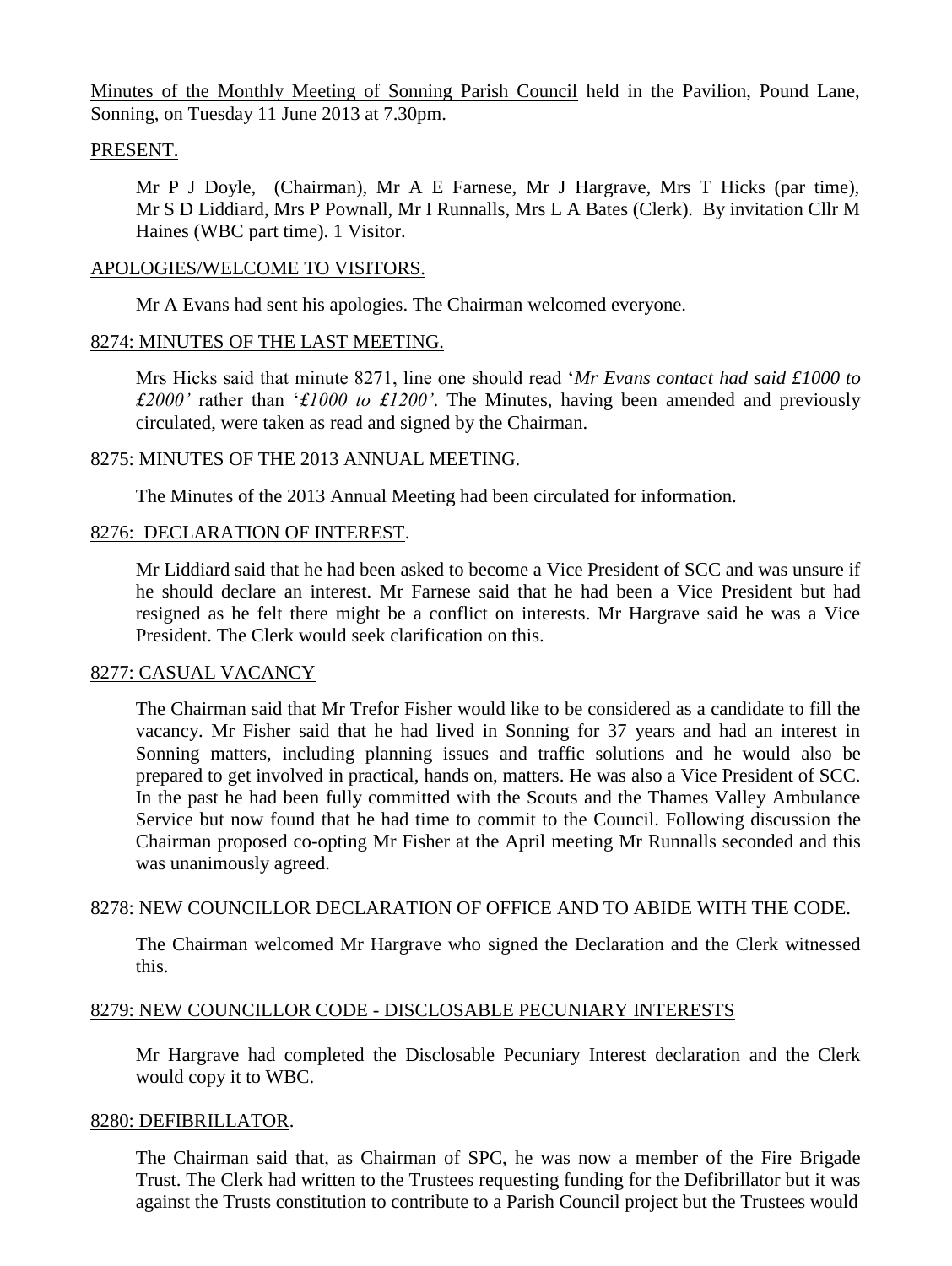Minutes of the Monthly Meeting of Sonning Parish Council held in the Pavilion, Pound Lane, Sonning, on Tuesday 11 June 2013 at 7.30pm.

## PRESENT.

Mr P J Doyle, (Chairman), Mr A E Farnese, Mr J Hargrave, Mrs T Hicks (par time), Mr S D Liddiard, Mrs P Pownall, Mr I Runnalls, Mrs L A Bates (Clerk). By invitation Cllr M Haines (WBC part time). 1 Visitor.

## APOLOGIES/WELCOME TO VISITORS.

Mr A Evans had sent his apologies. The Chairman welcomed everyone.

## 8274: MINUTES OF THE LAST MEETING.

Mrs Hicks said that minute 8271, line one should read '*Mr Evans contact had said £1000 to £2000'* rather than '*£1000 to £1200'*. The Minutes, having been amended and previously circulated, were taken as read and signed by the Chairman.

## 8275: MINUTES OF THE 2013 ANNUAL MEETING.

The Minutes of the 2013 Annual Meeting had been circulated for information.

## 8276: DECLARATION OF INTEREST.

Mr Liddiard said that he had been asked to become a Vice President of SCC and was unsure if he should declare an interest. Mr Farnese said that he had been a Vice President but had resigned as he felt there might be a conflict on interests. Mr Hargrave said he was a Vice President. The Clerk would seek clarification on this.

## 8277: CASUAL VACANCY

The Chairman said that Mr Trefor Fisher would like to be considered as a candidate to fill the vacancy. Mr Fisher said that he had lived in Sonning for 37 years and had an interest in Sonning matters, including planning issues and traffic solutions and he would also be prepared to get involved in practical, hands on, matters. He was also a Vice President of SCC. In the past he had been fully committed with the Scouts and the Thames Valley Ambulance Service but now found that he had time to commit to the Council. Following discussion the Chairman proposed co-opting Mr Fisher at the April meeting Mr Runnalls seconded and this was unanimously agreed.

## 8278: NEW COUNCILLOR DECLARATION OF OFFICE AND TO ABIDE WITH THE CODE.

The Chairman welcomed Mr Hargrave who signed the Declaration and the Clerk witnessed this.

## 8279: NEW COUNCILLOR CODE - DISCLOSABLE PECUNIARY INTERESTS

Mr Hargrave had completed the Disclosable Pecuniary Interest declaration and the Clerk would copy it to WBC.

## 8280: DEFIBRILLATOR.

The Chairman said that, as Chairman of SPC, he was now a member of the Fire Brigade Trust. The Clerk had written to the Trustees requesting funding for the Defibrillator but it was against the Trusts constitution to contribute to a Parish Council project but the Trustees would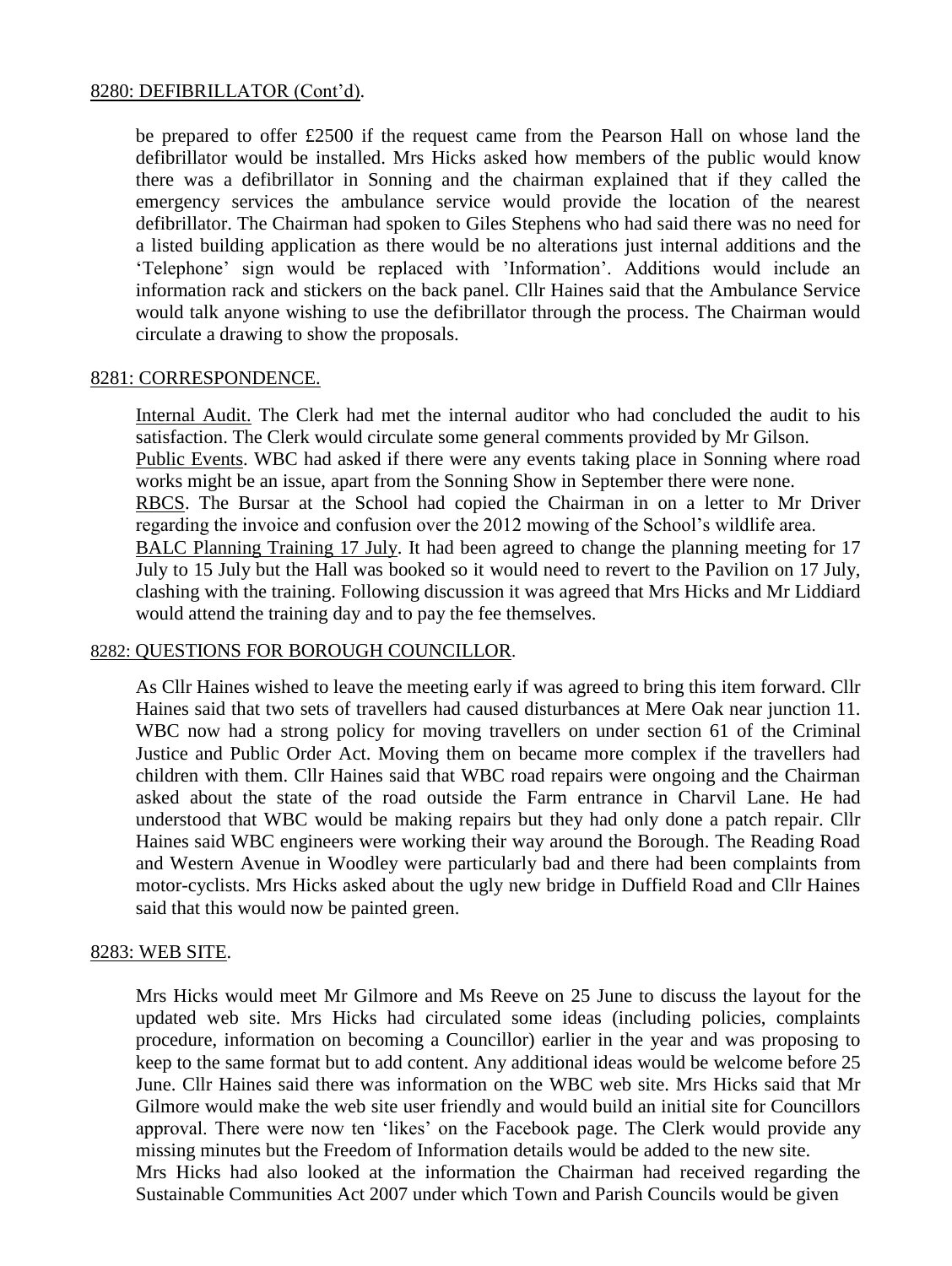8280: DEFIBRILLATOR (Cont'd).

be prepared to offer £2500 if the request came from the Pearson Hall on whose land the defibrillator would be installed. Mrs Hicks asked how members of the public would know there was a defibrillator in Sonning and the chairman explained that if they called the emergency services the ambulance service would provide the location of the nearest defibrillator. The Chairman had spoken to Giles Stephens who had said there was no need for a listed building application as there would be no alterations just internal additions and the 'Telephone' sign would be replaced with 'Information'. Additions would include an information rack and stickers on the back panel. Cllr Haines said that the Ambulance Service would talk anyone wishing to use the defibrillator through the process. The Chairman would circulate a drawing to show the proposals.

8281: CORRESPONDENCE.

Internal Audit. The Clerk had met the internal auditor who had concluded the audit to his satisfaction. The Clerk would circulate some general comments provided by Mr Gilson.
Public Events. WBC had asked if there were any events taking place in Sonning where road works might be an issue, apart from the Sonning Show in September there were none.
RBCS. The Bursar at the School had copied the Chairman in on a letter to Mr Driver regarding the invoice and confusion over the 2012 mowing of the School's wildlife area.
BALC Planning Training 17 July. It had been agreed to change the planning meeting for 17 July to 15 July but the Hall was booked so it would need to revert to the Pavilion on 17 July, clashing with the training. Following discussion it was agreed that Mrs Hicks and Mr Liddiard would attend the training day and to pay the fee themselves.

8282: QUESTIONS FOR BOROUGH COUNCILLOR.

As Cllr Haines wished to leave the meeting early if was agreed to bring this item forward. Cllr Haines said that two sets of travellers had caused disturbances at Mere Oak near junction 11. WBC now had a strong policy for moving travellers on under section 61 of the Criminal Justice and Public Order Act. Moving them on became more complex if the travellers had children with them. Cllr Haines said that WBC road repairs were ongoing and the Chairman asked about the state of the road outside the Farm entrance in Charvil Lane. He had understood that WBC would be making repairs but they had only done a patch repair. Cllr Haines said WBC engineers were working their way around the Borough. The Reading Road and Western Avenue in Woodley were particularly bad and there had been complaints from motor-cyclists. Mrs Hicks asked about the ugly new bridge in Duffield Road and Cllr Haines said that this would now be painted green.

8283: WEB SITE.

Mrs Hicks would meet Mr Gilmore and Ms Reeve on 25 June to discuss the layout for the updated web site. Mrs Hicks had circulated some ideas (including policies, complaints procedure, information on becoming a Councillor) earlier in the year and was proposing to keep to the same format but to add content. Any additional ideas would be welcome before 25 June. Cllr Haines said there was information on the WBC web site. Mrs Hicks said that Mr Gilmore would make the web site user friendly and would build an initial site for Councillors approval. There were now ten 'likes' on the Facebook page. The Clerk would provide any missing minutes but the Freedom of Information details would be added to the new site.
Mrs Hicks had also looked at the information the Chairman had received regarding the Sustainable Communities Act 2007 under which Town and Parish Councils would be given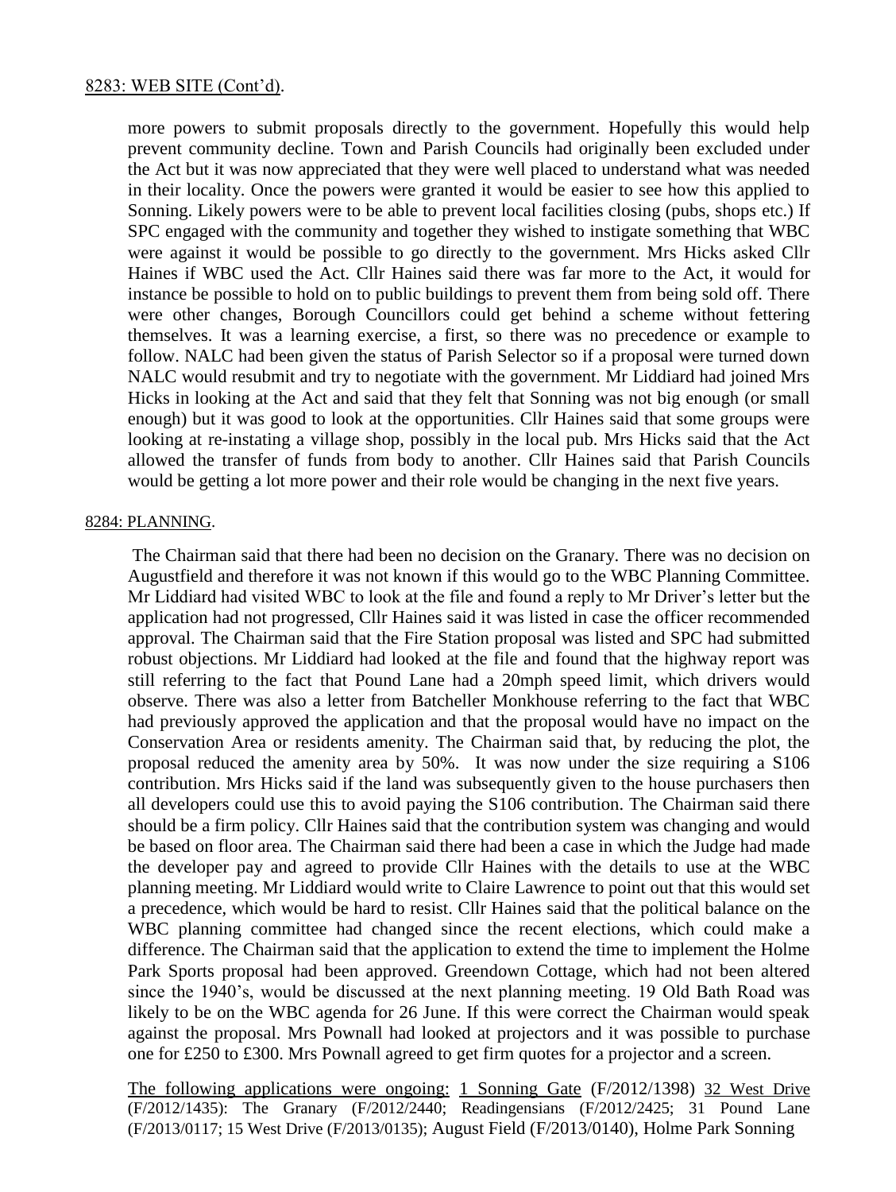8283: WEB SITE (Cont'd).

more powers to submit proposals directly to the government. Hopefully this would help prevent community decline. Town and Parish Councils had originally been excluded under the Act but it was now appreciated that they were well placed to understand what was needed in their locality. Once the powers were granted it would be easier to see how this applied to Sonning. Likely powers were to be able to prevent local facilities closing (pubs, shops etc.) If SPC engaged with the community and together they wished to instigate something that WBC were against it would be possible to go directly to the government. Mrs Hicks asked Cllr Haines if WBC used the Act. Cllr Haines said there was far more to the Act, it would for instance be possible to hold on to public buildings to prevent them from being sold off. There were other changes, Borough Councillors could get behind a scheme without fettering themselves. It was a learning exercise, a first, so there was no precedence or example to follow. NALC had been given the status of Parish Selector so if a proposal were turned down NALC would resubmit and try to negotiate with the government. Mr Liddiard had joined Mrs Hicks in looking at the Act and said that they felt that Sonning was not big enough (or small enough) but it was good to look at the opportunities. Cllr Haines said that some groups were looking at re-instating a village shop, possibly in the local pub. Mrs Hicks said that the Act allowed the transfer of funds from body to another. Cllr Haines said that Parish Councils would be getting a lot more power and their role would be changing in the next five years.

8284: PLANNING.

The Chairman said that there had been no decision on the Granary. There was no decision on Augustfield and therefore it was not known if this would go to the WBC Planning Committee. Mr Liddiard had visited WBC to look at the file and found a reply to Mr Driver's letter but the application had not progressed, Cllr Haines said it was listed in case the officer recommended approval. The Chairman said that the Fire Station proposal was listed and SPC had submitted robust objections. Mr Liddiard had looked at the file and found that the highway report was still referring to the fact that Pound Lane had a 20mph speed limit, which drivers would observe. There was also a letter from Batcheller Monkhouse referring to the fact that WBC had previously approved the application and that the proposal would have no impact on the Conservation Area or residents amenity. The Chairman said that, by reducing the plot, the proposal reduced the amenity area by 50%. It was now under the size requiring a S106 contribution. Mrs Hicks said if the land was subsequently given to the house purchasers then all developers could use this to avoid paying the S106 contribution. The Chairman said there should be a firm policy. Cllr Haines said that the contribution system was changing and would be based on floor area. The Chairman said there had been a case in which the Judge had made the developer pay and agreed to provide Cllr Haines with the details to use at the WBC planning meeting. Mr Liddiard would write to Claire Lawrence to point out that this would set a precedence, which would be hard to resist. Cllr Haines said that the political balance on the WBC planning committee had changed since the recent elections, which could make a difference. The Chairman said that the application to extend the time to implement the Holme Park Sports proposal had been approved. Greendown Cottage, which had not been altered since the 1940's, would be discussed at the next planning meeting. 19 Old Bath Road was likely to be on the WBC agenda for 26 June. If this were correct the Chairman would speak against the proposal. Mrs Pownall had looked at projectors and it was possible to purchase one for £250 to £300. Mrs Pownall agreed to get firm quotes for a projector and a screen.

The following applications were ongoing: 1 Sonning Gate (F/2012/1398) 32 West Drive (F/2012/1435): The Granary (F/2012/2440; Readingensians (F/2012/2425; 31 Pound Lane (F/2013/0117; 15 West Drive (F/2013/0135); August Field (F/2013/0140), Holme Park Sonning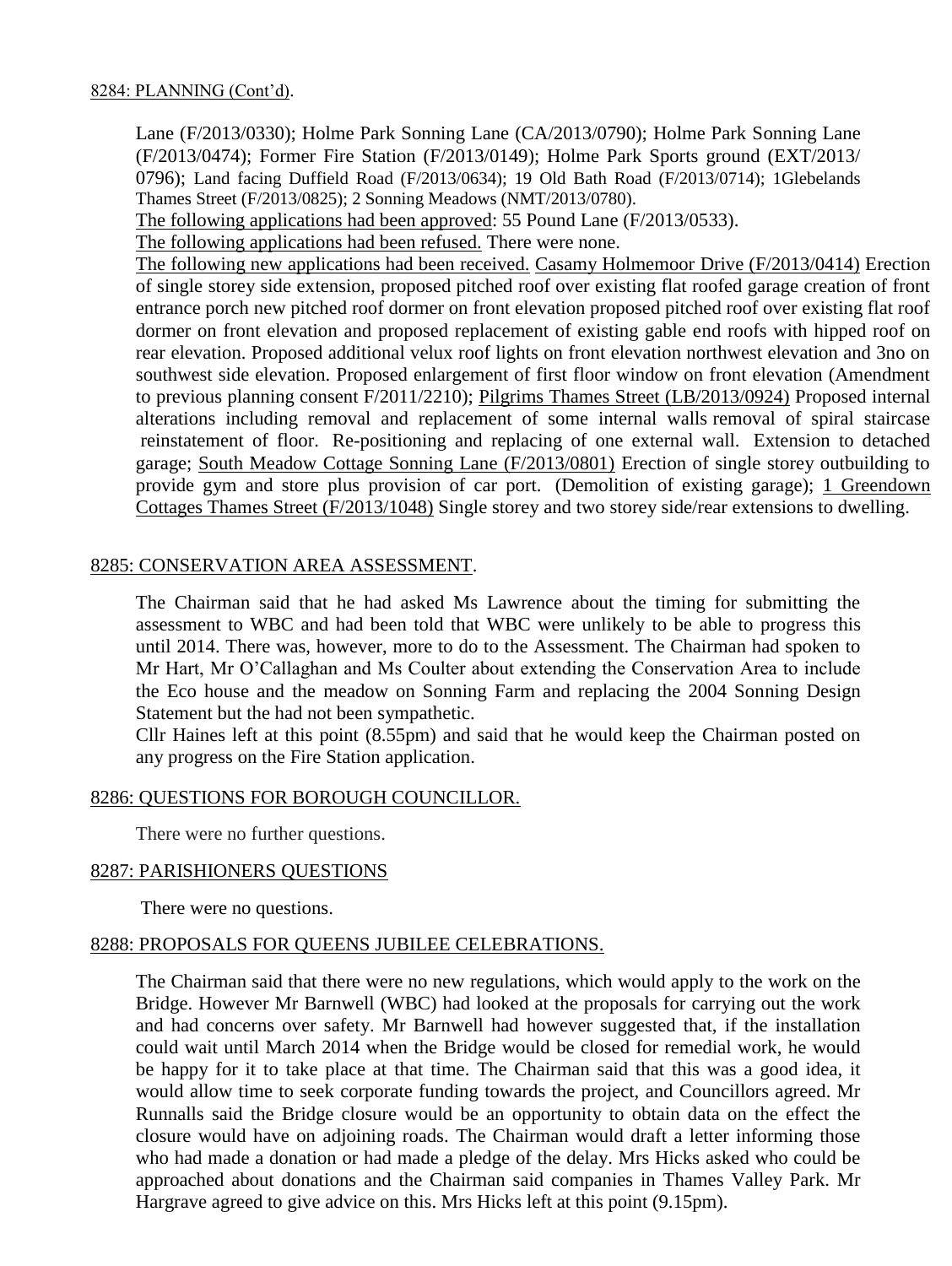8284: PLANNING (Cont'd).

Lane (F/2013/0330); Holme Park Sonning Lane (CA/2013/0790); Holme Park Sonning Lane (F/2013/0474); Former Fire Station (F/2013/0149); Holme Park Sports ground (EXT/2013/0796); Land facing Duffield Road (F/2013/0634); 19 Old Bath Road (F/2013/0714); 1Glebelands Thames Street (F/2013/0825); 2 Sonning Meadows (NMT/2013/0780).

The following applications had been approved: 55 Pound Lane (F/2013/0533).

The following applications had been refused. There were none.

The following new applications had been received. Casamy Holmemoor Drive (F/2013/0414) Erection of single storey side extension, proposed pitched roof over existing flat roofed garage creation of front entrance porch new pitched roof dormer on front elevation proposed pitched roof over existing flat roof dormer on front elevation and proposed replacement of existing gable end roofs with hipped roof on rear elevation. Proposed additional velux roof lights on front elevation northwest elevation and 3no on southwest side elevation. Proposed enlargement of first floor window on front elevation (Amendment to previous planning consent F/2011/2210); Pilgrims Thames Street (LB/2013/0924) Proposed internal alterations including removal and replacement of some internal walls removal of spiral staircase reinstatement of floor. Re-positioning and replacing of one external wall. Extension to detached garage; South Meadow Cottage Sonning Lane (F/2013/0801) Erection of single storey outbuilding to provide gym and store plus provision of car port. (Demolition of existing garage); 1 Greendown Cottages Thames Street (F/2013/1048) Single storey and two storey side/rear extensions to dwelling.

8285: CONSERVATION AREA ASSESSMENT.

The Chairman said that he had asked Ms Lawrence about the timing for submitting the assessment to WBC and had been told that WBC were unlikely to be able to progress this until 2014. There was, however, more to do to the Assessment. The Chairman had spoken to Mr Hart, Mr O'Callaghan and Ms Coulter about extending the Conservation Area to include the Eco house and the meadow on Sonning Farm and replacing the 2004 Sonning Design Statement but the had not been sympathetic.

Cllr Haines left at this point (8.55pm) and said that he would keep the Chairman posted on any progress on the Fire Station application.

8286: QUESTIONS FOR BOROUGH COUNCILLOR.

There were no further questions.

8287: PARISHIONERS QUESTIONS

There were no questions.

8288: PROPOSALS FOR QUEENS JUBILEE CELEBRATIONS.

The Chairman said that there were no new regulations, which would apply to the work on the Bridge. However Mr Barnwell (WBC) had looked at the proposals for carrying out the work and had concerns over safety. Mr Barnwell had however suggested that, if the installation could wait until March 2014 when the Bridge would be closed for remedial work, he would be happy for it to take place at that time. The Chairman said that this was a good idea, it would allow time to seek corporate funding towards the project, and Councillors agreed. Mr Runnalls said the Bridge closure would be an opportunity to obtain data on the effect the closure would have on adjoining roads. The Chairman would draft a letter informing those who had made a donation or had made a pledge of the delay. Mrs Hicks asked who could be approached about donations and the Chairman said companies in Thames Valley Park. Mr Hargrave agreed to give advice on this. Mrs Hicks left at this point (9.15pm).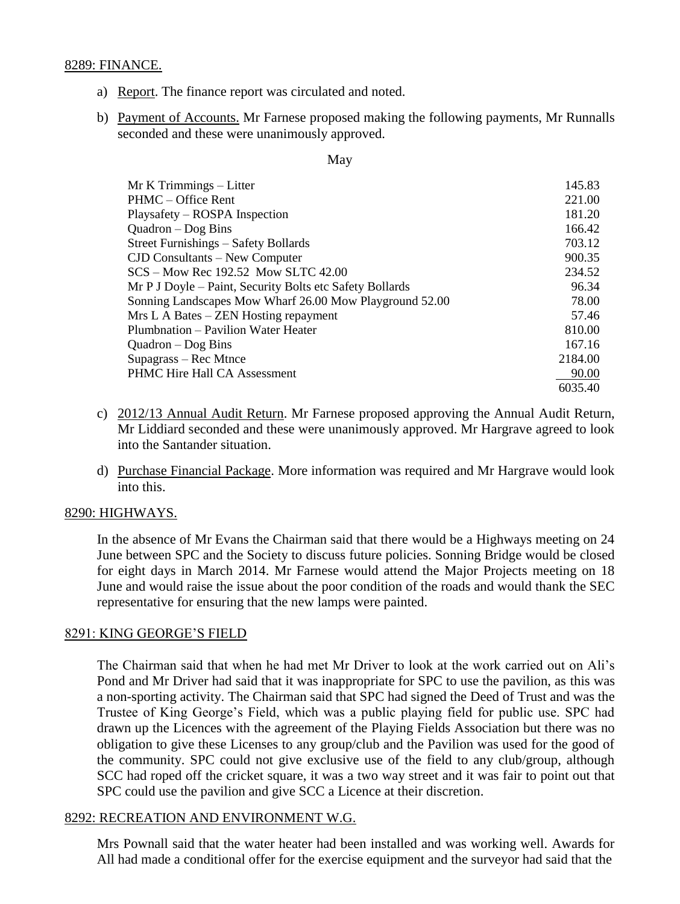8289: FINANCE.

a) Report. The finance report was circulated and noted.

b) Payment of Accounts. Mr Farnese proposed making the following payments, Mr Runnalls seconded and these were unanimously approved.

May

| | |
|---|---|
| Mr K Trimmings – Litter | 145.83 |
| PHMC – Office Rent | 221.00 |
| Playsafety – ROSPA Inspection | 181.20 |
| Quadron – Dog Bins | 166.42 |
| Street Furnishings – Safety Bollards | 703.12 |
| CJD Consultants – New Computer | 900.35 |
| SCS – Mow Rec 192.52 Mow SLTC 42.00 | 234.52 |
| Mr P J Doyle – Paint, Security Bolts etc Safety Bollards | 96.34 |
| Sonning Landscapes Mow Wharf 26.00 Mow Playground 52.00 | 78.00 |
| Mrs L A Bates – ZEN Hosting repayment | 57.46 |
| Plumbnation – Pavilion Water Heater | 810.00 |
| Quadron – Dog Bins | 167.16 |
| Supagrass – Rec Mtnce | 2184.00 |
| PHMC Hire Hall CA Assessment | 90.00 |
| | 6035.40 |

c) 2012/13 Annual Audit Return. Mr Farnese proposed approving the Annual Audit Return, Mr Liddiard seconded and these were unanimously approved. Mr Hargrave agreed to look into the Santander situation.

d) Purchase Financial Package. More information was required and Mr Hargrave would look into this.

8290: HIGHWAYS.

In the absence of Mr Evans the Chairman said that there would be a Highways meeting on 24 June between SPC and the Society to discuss future policies. Sonning Bridge would be closed for eight days in March 2014. Mr Farnese would attend the Major Projects meeting on 18 June and would raise the issue about the poor condition of the roads and would thank the SEC representative for ensuring that the new lamps were painted.

8291: KING GEORGE'S FIELD

The Chairman said that when he had met Mr Driver to look at the work carried out on Ali's Pond and Mr Driver had said that it was inappropriate for SPC to use the pavilion, as this was a non-sporting activity. The Chairman said that SPC had signed the Deed of Trust and was the Trustee of King George's Field, which was a public playing field for public use. SPC had drawn up the Licences with the agreement of the Playing Fields Association but there was no obligation to give these Licenses to any group/club and the Pavilion was used for the good of the community. SPC could not give exclusive use of the field to any club/group, although SCC had roped off the cricket square, it was a two way street and it was fair to point out that SPC could use the pavilion and give SCC a Licence at their discretion.

8292: RECREATION AND ENVIRONMENT W.G.

Mrs Pownall said that the water heater had been installed and was working well. Awards for All had made a conditional offer for the exercise equipment and the surveyor had said that the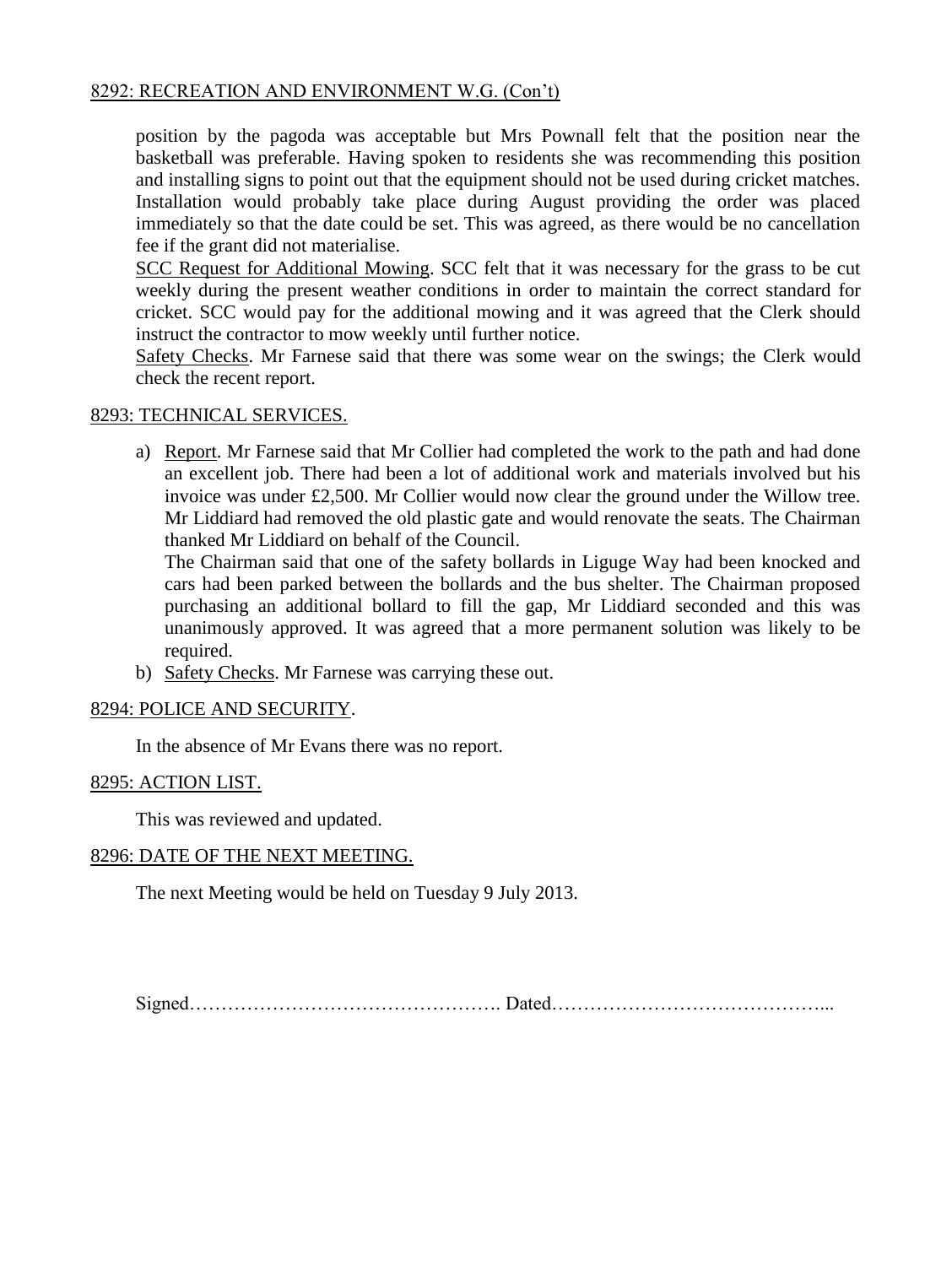8292: RECREATION AND ENVIRONMENT W.G. (Con't)

position by the pagoda was acceptable but Mrs Pownall felt that the position near the basketball was preferable. Having spoken to residents she was recommending this position and installing signs to point out that the equipment should not be used during cricket matches. Installation would probably take place during August providing the order was placed immediately so that the date could be set. This was agreed, as there would be no cancellation fee if the grant did not materialise.

SCC Request for Additional Mowing. SCC felt that it was necessary for the grass to be cut weekly during the present weather conditions in order to maintain the correct standard for cricket. SCC would pay for the additional mowing and it was agreed that the Clerk should instruct the contractor to mow weekly until further notice.

Safety Checks. Mr Farnese said that there was some wear on the swings; the Clerk would check the recent report.

8293: TECHNICAL SERVICES.

a) Report. Mr Farnese said that Mr Collier had completed the work to the path and had done an excellent job. There had been a lot of additional work and materials involved but his invoice was under £2,500. Mr Collier would now clear the ground under the Willow tree. Mr Liddiard had removed the old plastic gate and would renovate the seats. The Chairman thanked Mr Liddiard on behalf of the Council.

   The Chairman said that one of the safety bollards in Liguge Way had been knocked and cars had been parked between the bollards and the bus shelter. The Chairman proposed purchasing an additional bollard to fill the gap, Mr Liddiard seconded and this was unanimously approved. It was agreed that a more permanent solution was likely to be required.

b) Safety Checks. Mr Farnese was carrying these out.

8294: POLICE AND SECURITY.

In the absence of Mr Evans there was no report.

8295: ACTION LIST.

This was reviewed and updated.

8296: DATE OF THE NEXT MEETING.

The next Meeting would be held on Tuesday 9 July 2013.

Signed…………………………………………. Dated……………………………………...